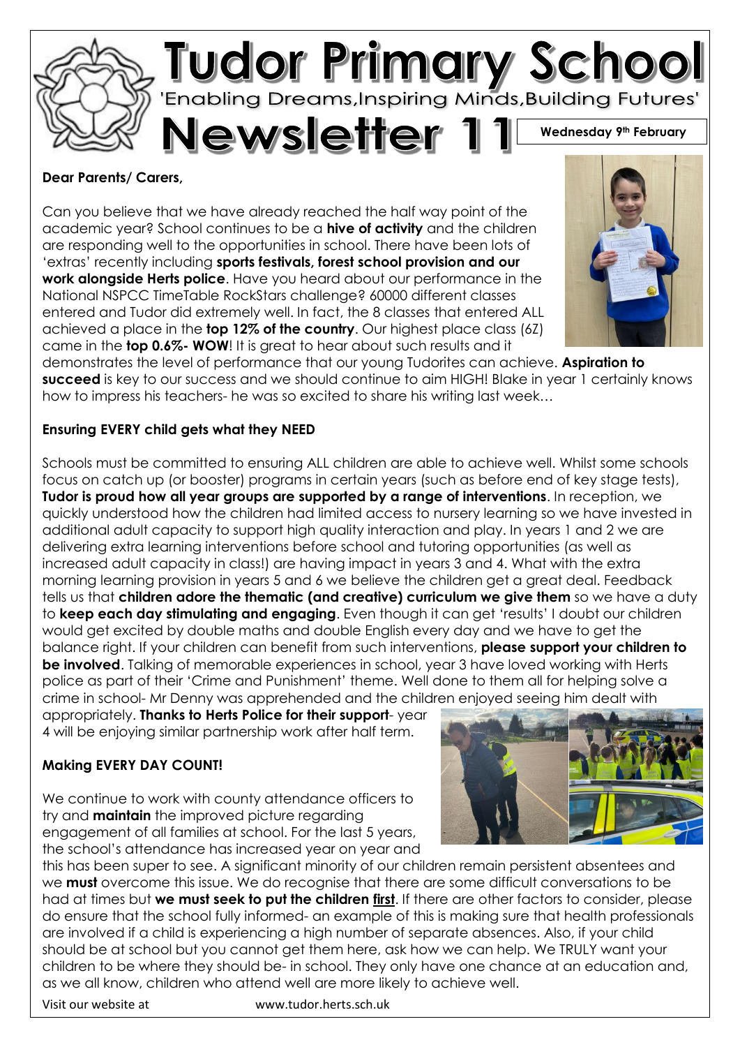# Tudor Primary School

'Enabling Dreams,Inspiring Minds,Building Futures'

# Newsletter 11

**Wednesday 9th February**

**Dear Parents/ Carers,**

Can you believe that we have already reached the half way point of the academic year? School continues to be a **hive of activity** and the children are responding well to the opportunities in school. There have been lots of 'extras' recently including **sports festivals, forest school provision and our work alongside Herts police**. Have you heard about our performance in the National NSPCC TimeTable RockStars challenge? 60000 different classes entered and Tudor did extremely well. In fact, the 8 classes that entered ALL achieved a place in the **top 12% of the country**. Our highest place class (6Z) came in the **top 0.6%- WOW**! It is great to hear about such results and it demonstrates the level of performance that our young Tudorites can achieve. **Aspiration to succeed** is key to our success and we should continue to aim HIGH! Blake in year 1 certainly knows how to impress his teachers- he was so excited to share his writing last week…

**Ensuring EVERY child gets what they NEED**

Schools must be committed to ensuring ALL children are able to achieve well. Whilst some schools focus on catch up (or booster) programs in certain years (such as before end of key stage tests), **Tudor is proud how all year groups are supported by a range of interventions**. In reception, we quickly understood how the children had limited access to nursery learning so we have invested in additional adult capacity to support high quality interaction and play. In years 1 and 2 we are delivering extra learning interventions before school and tutoring opportunities (as well as increased adult capacity in class!) are having impact in years 3 and 4. What with the extra morning learning provision in years 5 and 6 we believe the children get a great deal. Feedback tells us that **children adore the thematic (and creative) curriculum we give them** so we have a duty to **keep each day stimulating and engaging**. Even though it can get 'results' I doubt our children would get excited by double maths and double English every day and we have to get the balance right. If your children can benefit from such interventions, **please support your children to be involved**. Talking of memorable experiences in school, year 3 have loved working with Herts police as part of their 'Crime and Punishment' theme. Well done to them all for helping solve a crime in school- Mr Denny was apprehended and the children enjoyed seeing him dealt with appropriately. **Thanks to Herts Police for their support**- year 4 will be enjoying similar partnership work after half term.

**Making EVERY DAY COUNT!**

We continue to work with county attendance officers to try and **maintain** the improved picture regarding engagement of all families at school. For the last 5 years, the school's attendance has increased year on year and this has been super to see. A significant minority of our children remain persistent absentees and we **must** overcome this issue. We do recognise that there are some difficult conversations to be had at times but **we must seek to put the children first**. If there are other factors to consider, please do ensure that the school fully informed- an example of this is making sure that health professionals are involved if a child is experiencing a high number of separate absences. Also, if your child should be at school but you cannot get them here, ask how we can help. We TRULY want your children to be where they should be- in school. They only have one chance at an education and, as we all know, children who attend well are more likely to achieve well.

Visit our website at www.tudor.herts.sch.uk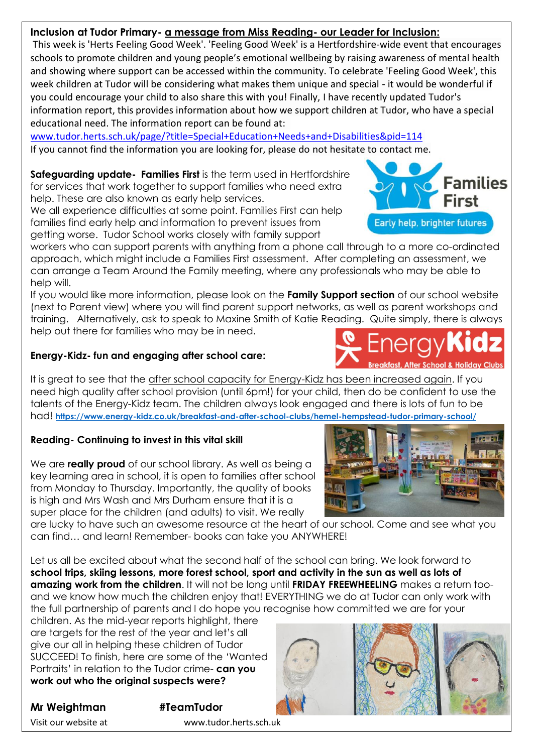**Inclusion at Tudor Primary-** <u>**a message from Miss Reading- our Leader for Inclusion:**</u>

This week is 'Herts Feeling Good Week'. 'Feeling Good Week' is a Hertfordshire-wide event that encourages schools to promote children and young people's emotional wellbeing by raising awareness of mental health and showing where support can be accessed within the community. To celebrate 'Feeling Good Week', this week children at Tudor will be considering what makes them unique and special - it would be wonderful if you could encourage your child to also share this with you! Finally, I have recently updated Tudor's information report, this provides information about how we support children at Tudor, who have a special educational need. The information report can be found at:

www.tudor.herts.sch.uk/page/?title=Special+Education+Needs+and+Disabilities&pid=114

If you cannot find the information you are looking for, please do not hesitate to contact me.

**Safeguarding update- Families First** is the term used in Hertfordshire for services that work together to support families who need extra help. These are also known as early help services.

We all experience difficulties at some point. Families First can help families find early help and information to prevent issues from getting worse. Tudor School works closely with family support workers who can support parents with anything from a phone call through to a more co-ordinated approach, which might include a Families First assessment. After completing an assessment, we can arrange a Team Around the Family meeting, where any professionals who may be able to help will.

If you would like more information, please look on the **Family Support section** of our school website (next to Parent view) where you will find parent support networks, as well as parent workshops and training. Alternatively, ask to speak to Maxine Smith of Katie Reading. Quite simply, there is always help out there for families who may be in need.

**Energy-Kidz- fun and engaging after school care:**

It is great to see that the <u>after school capacity for Energy-Kidz has been increased again</u>. If you need high quality after school provision (until 6pm!) for your child, then do be confident to use the talents of the Energy-Kidz team. The children always look engaged and there is lots of fun to be had! **https://www.energy-kidz.co.uk/breakfast-and-after-school-clubs/hemel-hempstead-tudor-primary-school/**

**Reading- Continuing to invest in this vital skill**

We are **really proud** of our school library. As well as being a key learning area in school, it is open to families after school from Monday to Thursday. Importantly, the quality of books is high and Mrs Wash and Mrs Durham ensure that it is a super place for the children (and adults) to visit. We really are lucky to have such an awesome resource at the heart of our school. Come and see what you can find… and learn! Remember- books can take you ANYWHERE!

Let us all be excited about what the second half of the school can bring. We look forward to **school trips, skiing lessons, more forest school, sport and activity in the sun as well as lots of amazing work from the children**. It will not be long until **FRIDAY FREEWHEELING** makes a return too- and we know how much the children enjoy that! EVERYTHING we do at Tudor can only work with the full partnership of parents and I do hope you recognise how committed we are for your children. As the mid-year reports highlight, there are targets for the rest of the year and let's all give our all in helping these children of Tudor SUCCEED! To finish, here are some of the 'Wanted Portraits' in relation to the Tudor crime- **can you work out who the original suspects were?**

**Mr Weightman** **#TeamTudor**

Visit our website at www.tudor.herts.sch.uk